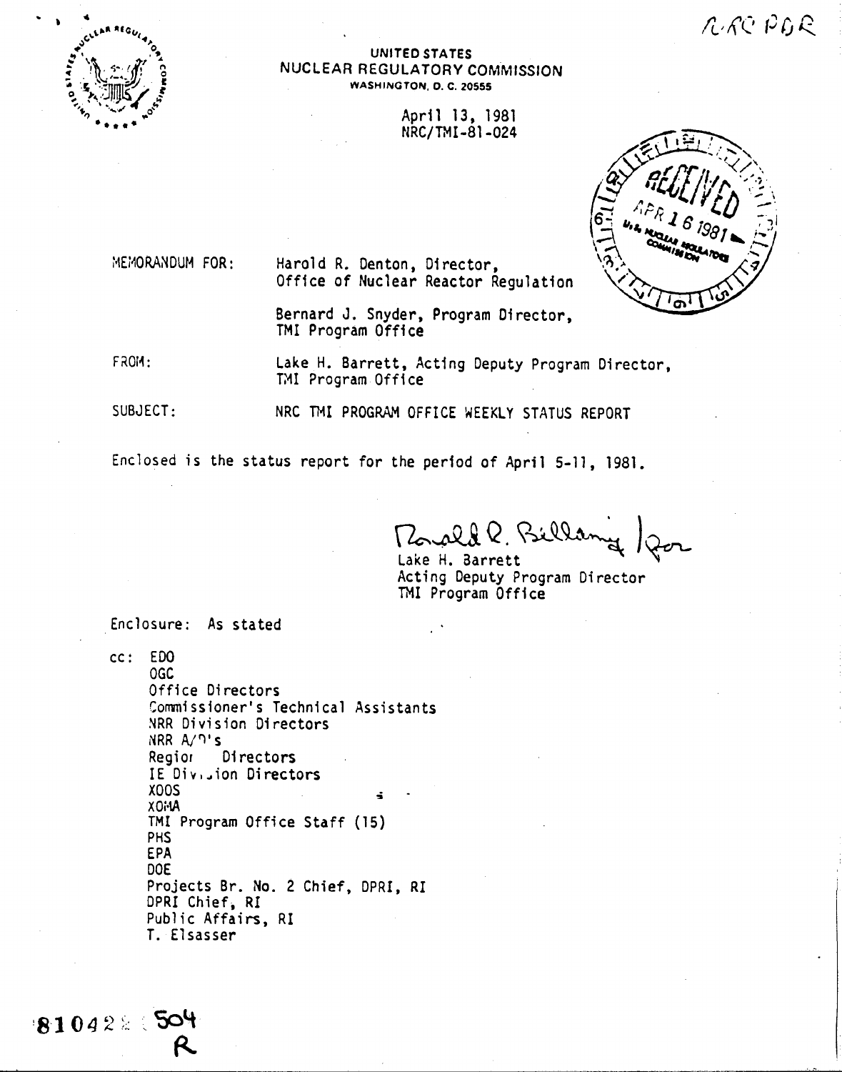NRC PDR

UNITED STATES
NUCLEAR REGULATORY COMMISSION
WASHINGTON, D. C. 20555

April 13, 1981
NRC/TMI-81-024

RECEIVED
APR 16 1981
U.S. NUCLEAR REGULATORY COMMISSION

MEMORANDUM FOR: Harold R. Denton, Director, Office of Nuclear Reactor Regulation

Bernard J. Snyder, Program Director, TMI Program Office

FROM: Lake H. Barrett, Acting Deputy Program Director, TMI Program Office

SUBJECT: NRC TMI PROGRAM OFFICE WEEKLY STATUS REPORT

Enclosed is the status report for the period of April 5-11, 1981.

Ronald R. Bellamy for
Lake H. Barrett
Acting Deputy Program Director
TMI Program Office

Enclosure: As stated

cc: EDO
OGC
Office Directors
Commissioner's Technical Assistants
NRR Division Directors
NRR A/D's
Region Directors
IE Division Directors
XOOS
XOMA
TMI Program Office Staff (15)
PHS
EPA
DOE
Projects Br. No. 2 Chief, DPRI, RI
DPRI Chief, RI
Public Affairs, RI
T. Elsasser

810422 504
R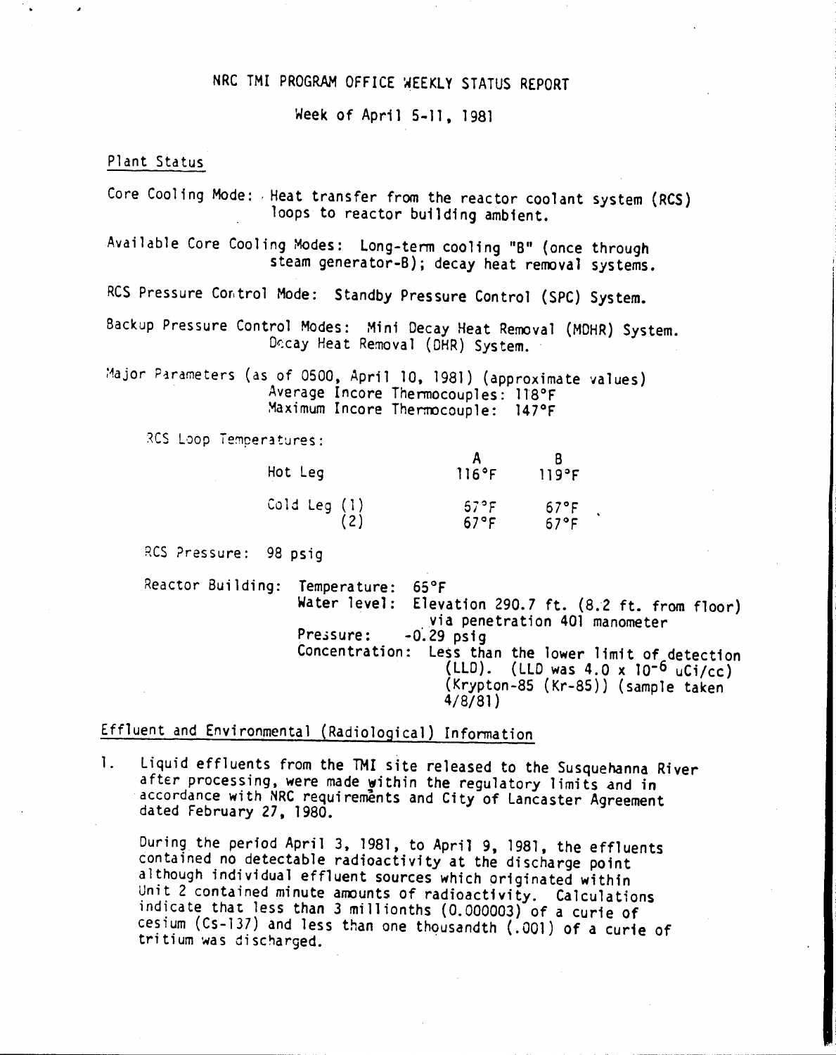# NRC TMI PROGRAM OFFICE WEEKLY STATUS REPORT

Week of April 5-11, 1981

## Plant Status

Core Cooling Mode: Heat transfer from the reactor coolant system (RCS) loops to reactor building ambient.

Available Core Cooling Modes: Long-term cooling "B" (once through steam generator-B); decay heat removal systems.

RCS Pressure Control Mode: Standby Pressure Control (SPC) System.

Backup Pressure Control Modes: Mini Decay Heat Removal (MDHR) System. Decay Heat Removal (DHR) System.

Major Parameters (as of 0500, April 10, 1981) (approximate values)
Average Incore Thermocouples: 118°F
Maximum Incore Thermocouple: 147°F

RCS Loop Temperatures:

| | A | B |
|---|---|---|
| Hot Leg | 116°F | 119°F |
| Cold Leg (1) | 67°F | 67°F |
| (2) | 67°F | 67°F |

RCS Pressure: 98 psig

Reactor Building: Temperature: 65°F
Water level: Elevation 290.7 ft. (8.2 ft. from floor) via penetration 401 manometer
Pressure: -0.29 psig
Concentration: Less than the lower limit of detection (LLD). (LLD was $4.0 \times 10^{-6}$ uCi/cc) (Krypton-85 (Kr-85)) (sample taken 4/8/81)

## Effluent and Environmental (Radiological) Information

1. Liquid effluents from the TMI site released to the Susquehanna River after processing, were made within the regulatory limits and in accordance with NRC requirements and City of Lancaster Agreement dated February 27, 1980.

   During the period April 3, 1981, to April 9, 1981, the effluents contained no detectable radioactivity at the discharge point although individual effluent sources which originated within Unit 2 contained minute amounts of radioactivity. Calculations indicate that less than 3 millionths (0.000003) of a curie of cesium (Cs-137) and less than one thousandth (.001) of a curie of tritium was discharged.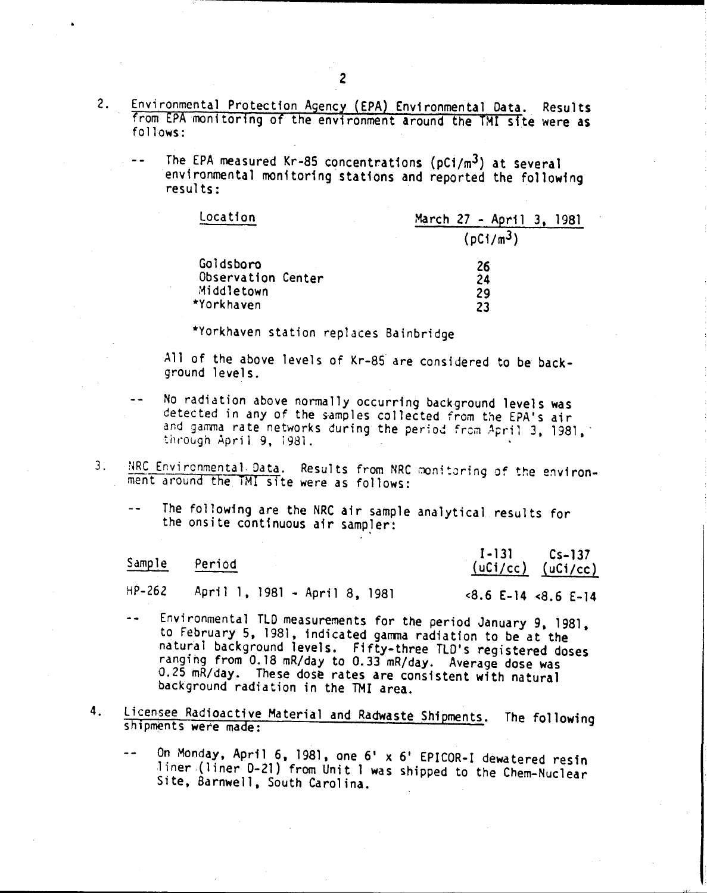2. Environmental Protection Agency (EPA) Environmental Data. Results from EPA monitoring of the environment around the TMI site were as follows:

   -- The EPA measured Kr-85 concentrations ($pCi/m^3$) at several environmental monitoring stations and reported the following results:

   | Location | March 27 - April 3, 1981 ($pCi/m^3$) |
   |---|---|
   | Goldsboro | 26 |
   | Observation Center | 24 |
   | Middletown | 29 |
   | *Yorkhaven | 23 |

   *Yorkhaven station replaces Bainbridge

   All of the above levels of Kr-85 are considered to be background levels.

   -- No radiation above normally occurring background levels was detected in any of the samples collected from the EPA's air and gamma rate networks during the period from April 3, 1981, through April 9, 1981.

3. NRC Environmental Data. Results from NRC monitoring of the environment around the TMI site were as follows:

   -- The following are the NRC air sample analytical results for the onsite continuous air sampler:

   | Sample | Period | I-131 (uCi/cc) | Cs-137 (uCi/cc) |
   |---|---|---|---|
   | HP-262 | April 1, 1981 - April 8, 1981 | <8.6 E-14 | <8.6 E-14 |

   -- Environmental TLD measurements for the period January 9, 1981, to February 5, 1981, indicated gamma radiation to be at the natural background levels. Fifty-three TLD's registered doses ranging from 0.18 mR/day to 0.33 mR/day. Average dose was 0.25 mR/day. These dose rates are consistent with natural background radiation in the TMI area.

4. Licensee Radioactive Material and Radwaste Shipments. The following shipments were made:

   -- On Monday, April 6, 1981, one 6' x 6' EPICOR-I dewatered resin liner (liner D-21) from Unit 1 was shipped to the Chem-Nuclear Site, Barnwell, South Carolina.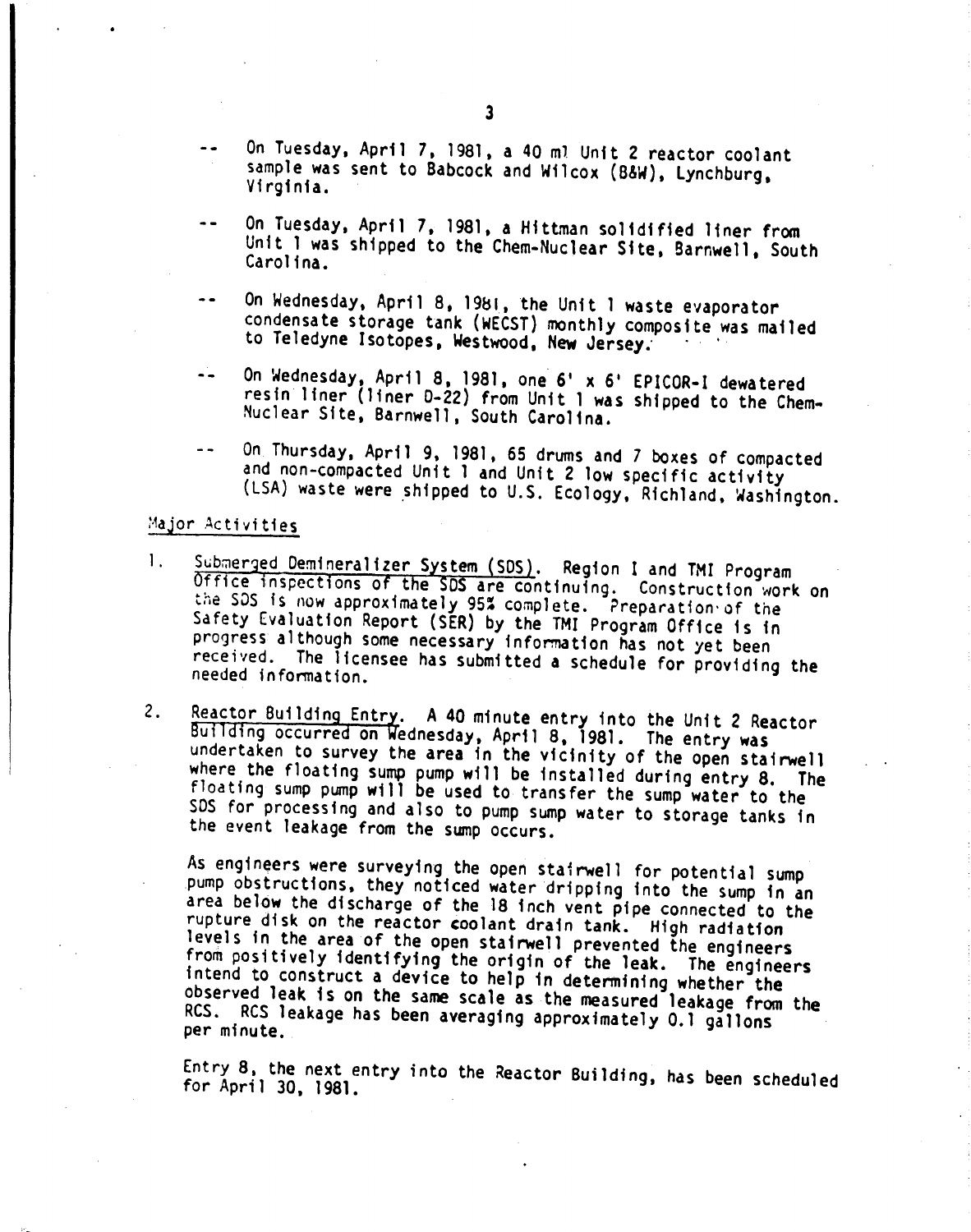-- On Tuesday, April 7, 1981, a 40 ml Unit 2 reactor coolant sample was sent to Babcock and Wilcox (B&W), Lynchburg, Virginia.

-- On Tuesday, April 7, 1981, a Hittman solidified liner from Unit 1 was shipped to the Chem-Nuclear Site, Barnwell, South Carolina.

-- On Wednesday, April 8, 1981, the Unit 1 waste evaporator condensate storage tank (WECST) monthly composite was mailed to Teledyne Isotopes, Westwood, New Jersey.

-- On Wednesday, April 8, 1981, one 6' x 6' EPICOR-I dewatered resin liner (liner D-22) from Unit 1 was shipped to the Chem-Nuclear Site, Barnwell, South Carolina.

-- On Thursday, April 9, 1981, 65 drums and 7 boxes of compacted and non-compacted Unit 1 and Unit 2 low specific activity (LSA) waste were shipped to U.S. Ecology, Richland, Washington.

## Major Activities

1. Submerged Demineralizer System (SDS). Region I and TMI Program Office inspections of the SDS are continuing. Construction work on the SDS is now approximately 95% complete. Preparation of the Safety Evaluation Report (SER) by the TMI Program Office is in progress although some necessary information has not yet been received. The licensee has submitted a schedule for providing the needed information.

2. Reactor Building Entry. A 40 minute entry into the Unit 2 Reactor Building occurred on Wednesday, April 8, 1981. The entry was undertaken to survey the area in the vicinity of the open stairwell where the floating sump pump will be installed during entry 8. The floating sump pump will be used to transfer the sump water to the SDS for processing and also to pump sump water to storage tanks in the event leakage from the sump occurs.

   As engineers were surveying the open stairwell for potential sump pump obstructions, they noticed water dripping into the sump in an area below the discharge of the 18 inch vent pipe connected to the rupture disk on the reactor coolant drain tank. High radiation levels in the area of the open stairwell prevented the engineers from positively identifying the origin of the leak. The engineers intend to construct a device to help in determining whether the observed leak is on the same scale as the measured leakage from the RCS. RCS leakage has been averaging approximately 0.1 gallons per minute.

   Entry 8, the next entry into the Reactor Building, has been scheduled for April 30, 1981.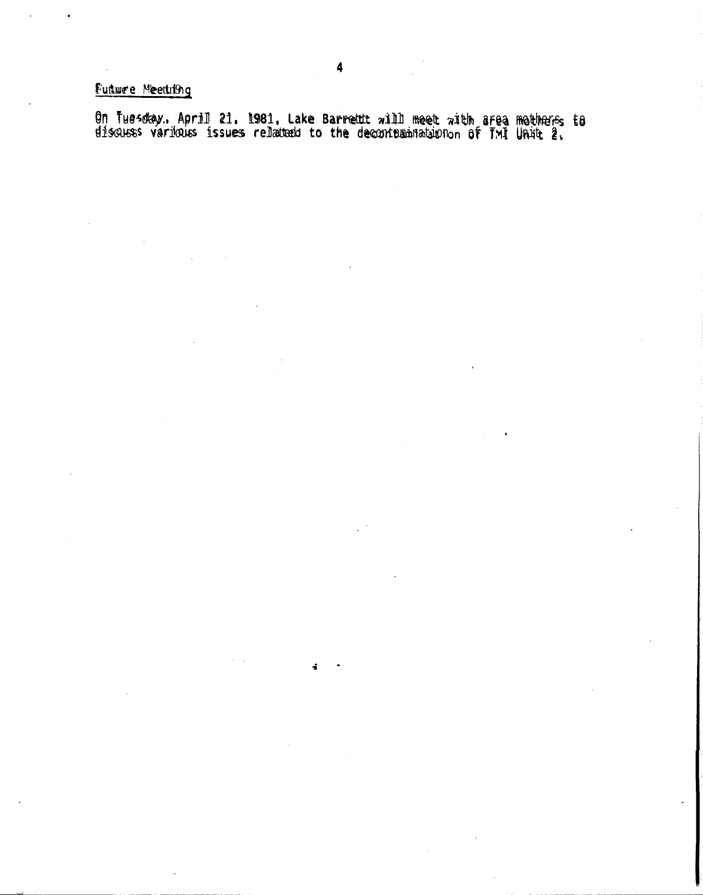Future Meeting

On Tuesday, April 21, 1981, Lake Barrett will meet with area mothers to discuss various issues related to the decontamination of TMI Unit 2.